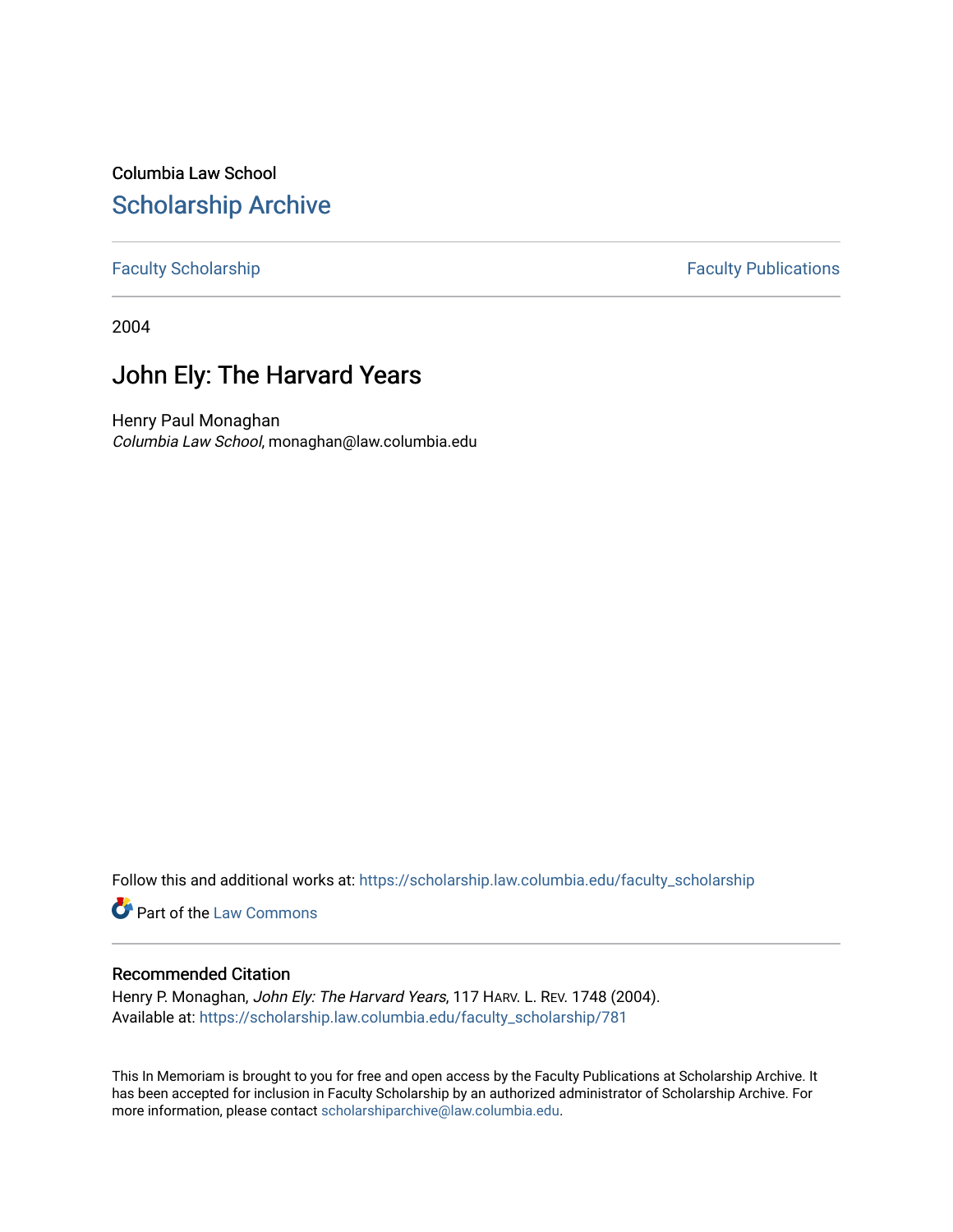Columbia Law School

# Scholarship Archive

Faculty Scholarship | Faculty Publications

2004

## John Ely: The Harvard Years

Henry Paul Monaghan
*Columbia Law School*, monaghan@law.columbia.edu

Follow this and additional works at: https://scholarship.law.columbia.edu/faculty_scholarship

Part of the Law Commons

### Recommended Citation

Henry P. Monaghan, *John Ely: The Harvard Years*, 117 HARV. L. REV. 1748 (2004).
Available at: https://scholarship.law.columbia.edu/faculty_scholarship/781

This In Memoriam is brought to you for free and open access by the Faculty Publications at Scholarship Archive. It has been accepted for inclusion in Faculty Scholarship by an authorized administrator of Scholarship Archive. For more information, please contact scholarshiparchive@law.columbia.edu.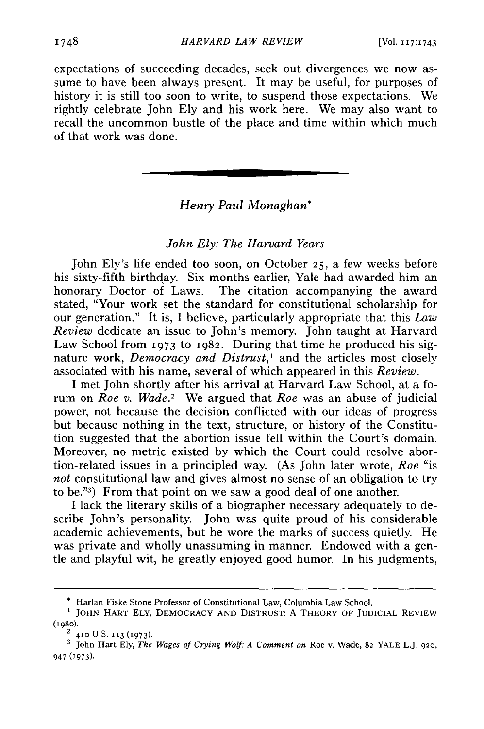expectations of succeeding decades, seek out divergences we now assume to have been always present. It may be useful, for purposes of history it is still too soon to write, to suspend those expectations. We rightly celebrate John Ely and his work here. We may also want to recall the uncommon bustle of the place and time within which much of that work was done.

---

## *Henry Paul Monaghan*\*

### *John Ely: The Harvard Years*

John Ely's life ended too soon, on October 25, a few weeks before his sixty-fifth birthday. Six months earlier, Yale had awarded him an honorary Doctor of Laws. The citation accompanying the award stated, "Your work set the standard for constitutional scholarship for our generation." It is, I believe, particularly appropriate that this *Law Review* dedicate an issue to John's memory. John taught at Harvard Law School from 1973 to 1982. During that time he produced his signature work, *Democracy and Distrust*,[1] and the articles most closely associated with his name, several of which appeared in this *Review*.

I met John shortly after his arrival at Harvard Law School, at a forum on *Roe v. Wade*.[2] We argued that *Roe* was an abuse of judicial power, not because the decision conflicted with our ideas of progress but because nothing in the text, structure, or history of the Constitution suggested that the abortion issue fell within the Court's domain. Moreover, no metric existed by which the Court could resolve abortion-related issues in a principled way. (As John later wrote, *Roe* "is *not* constitutional law and gives almost no sense of an obligation to try to be."[3]) From that point on we saw a good deal of one another.

I lack the literary skills of a biographer necessary adequately to describe John's personality. John was quite proud of his considerable academic achievements, but he wore the marks of success quietly. He was private and wholly unassuming in manner. Endowed with a gentle and playful wit, he greatly enjoyed good humor. In his judgments,

---

\* Harlan Fiske Stone Professor of Constitutional Law, Columbia Law School.

[1] JOHN HART ELY, DEMOCRACY AND DISTRUST: A THEORY OF JUDICIAL REVIEW (1980).

[2] 410 U.S. 113 (1973).

[3] John Hart Ely, *The Wages of Crying Wolf: A Comment on* Roe v. Wade, 82 YALE L.J. 920, 947 (1973).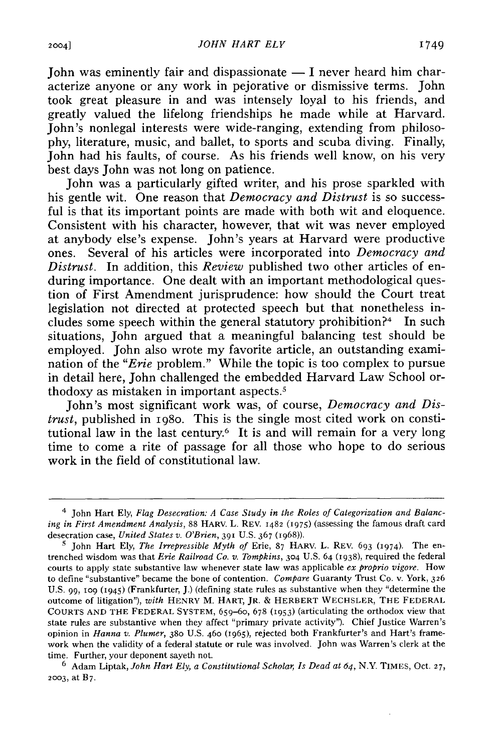John was eminently fair and dispassionate — I never heard him characterize anyone or any work in pejorative or dismissive terms. John took great pleasure in and was intensely loyal to his friends, and greatly valued the lifelong friendships he made while at Harvard. John's nonlegal interests were wide-ranging, extending from philosophy, literature, music, and ballet, to sports and scuba diving. Finally, John had his faults, of course. As his friends well know, on his very best days John was not long on patience.

John was a particularly gifted writer, and his prose sparkled with his gentle wit. One reason that *Democracy and Distrust* is so successful is that its important points are made with both wit and eloquence. Consistent with his character, however, that wit was never employed at anybody else's expense. John's years at Harvard were productive ones. Several of his articles were incorporated into *Democracy and Distrust*. In addition, this *Review* published two other articles of enduring importance. One dealt with an important methodological question of First Amendment jurisprudence: how should the Court treat legislation not directed at protected speech but that nonetheless includes some speech within the general statutory prohibition?[4] In such situations, John argued that a meaningful balancing test should be employed. John also wrote my favorite article, an outstanding examination of the "*Erie* problem." While the topic is too complex to pursue in detail here, John challenged the embedded Harvard Law School orthodoxy as mistaken in important aspects.[5]

John's most significant work was, of course, *Democracy and Distrust*, published in 1980. This is the single most cited work on constitutional law in the last century.[6] It is and will remain for a very long time to come a rite of passage for all those who hope to do serious work in the field of constitutional law.

---

[4] John Hart Ely, *Flag Desecration: A Case Study in the Roles of Categorization and Balancing in First Amendment Analysis*, 88 HARV. L. REV. 1482 (1975) (assessing the famous draft card desecration case, *United States v. O'Brien*, 391 U.S. 367 (1968)).

[5] John Hart Ely, *The Irrepressible Myth of* Erie, 87 HARV. L. REV. 693 (1974). The entrenched wisdom was that *Erie Railroad Co. v. Tompkins*, 304 U.S. 64 (1938), required the federal courts to apply state substantive law whenever state law was applicable *ex proprio vigore*. How to define "substantive" became the bone of contention. *Compare* Guaranty Trust Co. v. York, 326 U.S. 99, 109 (1945) (Frankfurter, J.) (defining state rules as substantive when they "determine the outcome of litigation"), *with* HENRY M. HART, JR. & HERBERT WECHSLER, THE FEDERAL COURTS AND THE FEDERAL SYSTEM, 659–60, 678 (1953) (articulating the orthodox view that state rules are substantive when they affect "primary private activity"). Chief Justice Warren's opinion in *Hanna v. Plumer*, 380 U.S. 460 (1965), rejected both Frankfurter's and Hart's framework when the validity of a federal statute or rule was involved. John was Warren's clerk at the time. Further, your deponent sayeth not.

[6] Adam Liptak, *John Hart Ely, a Constitutional Scholar, Is Dead at 64*, N.Y. TIMES, Oct. 27, 2003, at B7.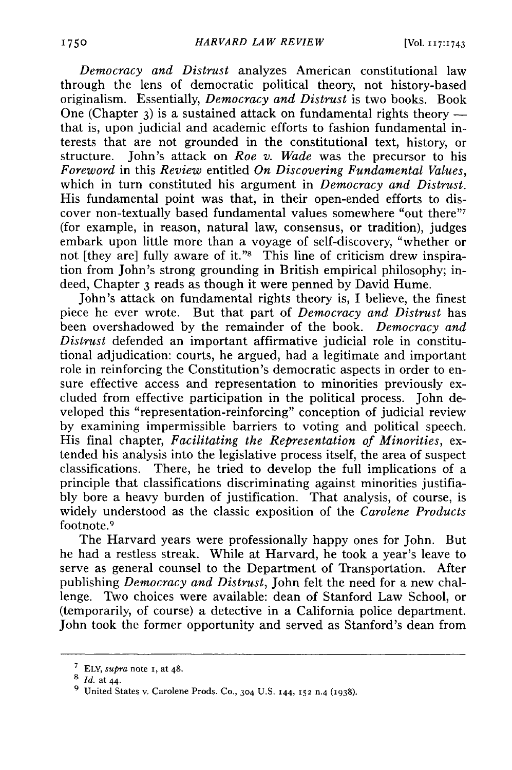*Democracy and Distrust* analyzes American constitutional law through the lens of democratic political theory, not history-based originalism. Essentially, *Democracy and Distrust* is two books. Book One (Chapter 3) is a sustained attack on fundamental rights theory — that is, upon judicial and academic efforts to fashion fundamental interests that are not grounded in the constitutional text, history, or structure. John's attack on *Roe v. Wade* was the precursor to his *Foreword* in this *Review* entitled *On Discovering Fundamental Values*, which in turn constituted his argument in *Democracy and Distrust*. His fundamental point was that, in their open-ended efforts to discover non-textually based fundamental values somewhere "out there"[7] (for example, in reason, natural law, consensus, or tradition), judges embark upon little more than a voyage of self-discovery, "whether or not [they are] fully aware of it."[8] This line of criticism drew inspiration from John's strong grounding in British empirical philosophy; indeed, Chapter 3 reads as though it were penned by David Hume.

John's attack on fundamental rights theory is, I believe, the finest piece he ever wrote. But that part of *Democracy and Distrust* has been overshadowed by the remainder of the book. *Democracy and Distrust* defended an important affirmative judicial role in constitutional adjudication: courts, he argued, had a legitimate and important role in reinforcing the Constitution's democratic aspects in order to ensure effective access and representation to minorities previously excluded from effective participation in the political process. John developed this "representation-reinforcing" conception of judicial review by examining impermissible barriers to voting and political speech. His final chapter, *Facilitating the Representation of Minorities*, extended his analysis into the legislative process itself, the area of suspect classifications. There, he tried to develop the full implications of a principle that classifications discriminating against minorities justifiably bore a heavy burden of justification. That analysis, of course, is widely understood as the classic exposition of the *Carolene Products* footnote.[9]

The Harvard years were professionally happy ones for John. But he had a restless streak. While at Harvard, he took a year's leave to serve as general counsel to the Department of Transportation. After publishing *Democracy and Distrust*, John felt the need for a new challenge. Two choices were available: dean of Stanford Law School, or (temporarily, of course) a detective in a California police department. John took the former opportunity and served as Stanford's dean from

---

[7] ELY, *supra* note 1, at 48.

[8] *Id.* at 44.

[9] United States v. Carolene Prods. Co., 304 U.S. 144, 152 n.4 (1938).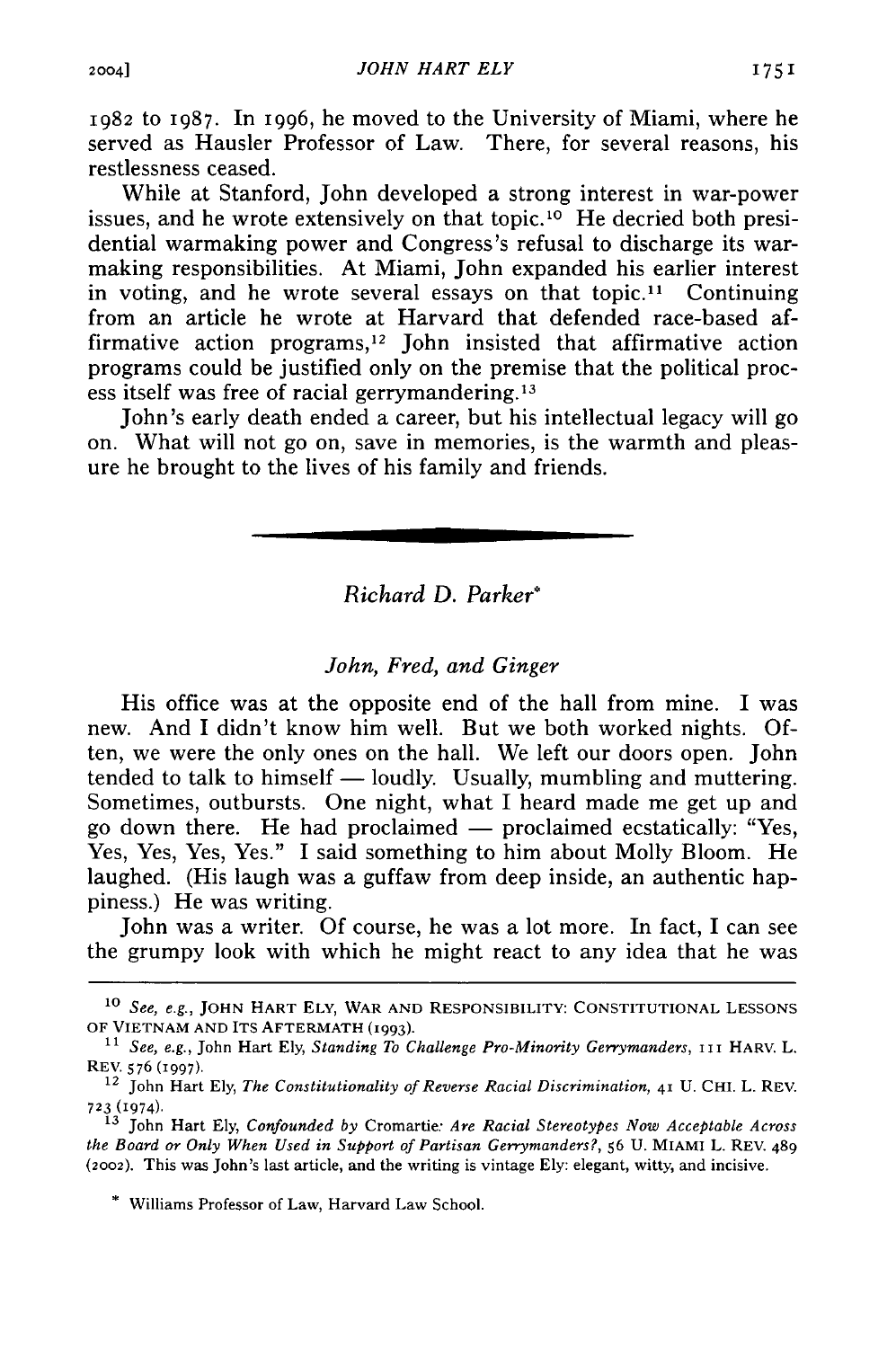1982 to 1987. In 1996, he moved to the University of Miami, where he served as Hausler Professor of Law. There, for several reasons, his restlessness ceased.

While at Stanford, John developed a strong interest in war-power issues, and he wrote extensively on that topic.[10] He decried both presidential warmaking power and Congress's refusal to discharge its warmaking responsibilities. At Miami, John expanded his earlier interest in voting, and he wrote several essays on that topic.[11] Continuing from an article he wrote at Harvard that defended race-based affirmative action programs,[12] John insisted that affirmative action programs could be justified only on the premise that the political process itself was free of racial gerrymandering.[13]

John's early death ended a career, but his intellectual legacy will go on. What will not go on, save in memories, is the warmth and pleasure he brought to the lives of his family and friends.

---

## *Richard D. Parker*\*

### *John, Fred, and Ginger*

His office was at the opposite end of the hall from mine. I was new. And I didn't know him well. But we both worked nights. Often, we were the only ones on the hall. We left our doors open. John tended to talk to himself — loudly. Usually, mumbling and muttering. Sometimes, outbursts. One night, what I heard made me get up and go down there. He had proclaimed — proclaimed ecstatically: "Yes, Yes, Yes, Yes, Yes." I said something to him about Molly Bloom. He laughed. (His laugh was a guffaw from deep inside, an authentic happiness.) He was writing.

John was a writer. Of course, he was a lot more. In fact, I can see the grumpy look with which he might react to any idea that he was

---

[10] *See, e.g.*, JOHN HART ELY, WAR AND RESPONSIBILITY: CONSTITUTIONAL LESSONS OF VIETNAM AND ITS AFTERMATH (1993).

[11] *See, e.g.*, John Hart Ely, *Standing To Challenge Pro-Minority Gerrymanders*, 111 HARV. L. REV. 576 (1997).

[12] John Hart Ely, *The Constitutionality of Reverse Racial Discrimination*, 41 U. CHI. L. REV. 723 (1974).

[13] John Hart Ely, *Confounded by* Cromartie*: Are Racial Stereotypes Now Acceptable Across the Board or Only When Used in Support of Partisan Gerrymanders?*, 56 U. MIAMI L. REV. 489 (2002). This was John's last article, and the writing is vintage Ely: elegant, witty, and incisive.

\* Williams Professor of Law, Harvard Law School.